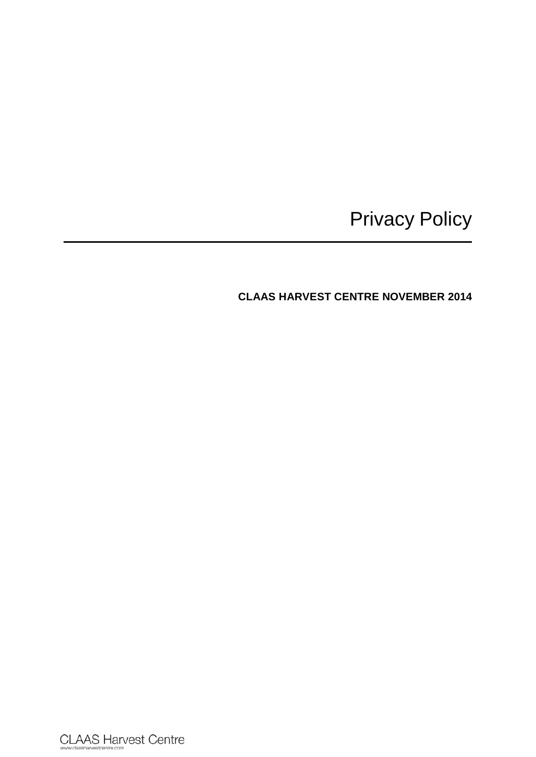# Privacy Policy

**CLAAS HARVEST CENTRE NOVEMBER 2014**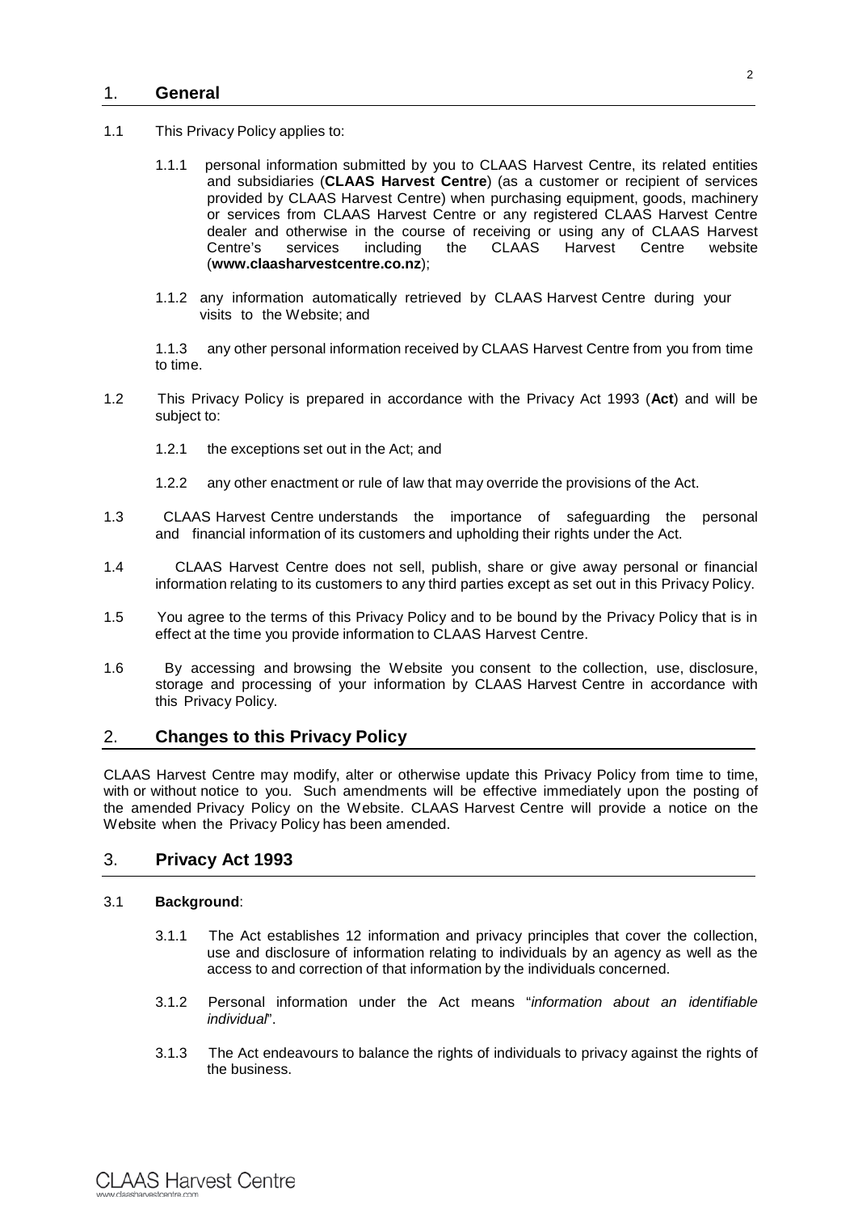## 1. General

1.1 This Privacy Policy applies to:

1.1.1 personal information submitted by you to CLAAS Harvest Centre, its related entities and subsidiaries (**CLAAS Harvest Centre**) (as a customer or recipient of services provided by CLAAS Harvest Centre) when purchasing equipment, goods, machinery or services from CLAAS Harvest Centre or any registered CLAAS Harvest Centre dealer and otherwise in the course of receiving or using any of CLAAS Harvest Centre's services including the CLAAS Harvest Centre website (**www.claasharvestcentre.co.nz**);

1.1.2 any information automatically retrieved by CLAAS Harvest Centre during your visits to the Website; and

1.1.3 any other personal information received by CLAAS Harvest Centre from you from time to time.

1.2 This Privacy Policy is prepared in accordance with the Privacy Act 1993 (**Act**) and will be subject to:

1.2.1 the exceptions set out in the Act; and

1.2.2 any other enactment or rule of law that may override the provisions of the Act.

1.3 CLAAS Harvest Centre understands the importance of safeguarding the personal and financial information of its customers and upholding their rights under the Act.

1.4 CLAAS Harvest Centre does not sell, publish, share or give away personal or financial information relating to its customers to any third parties except as set out in this Privacy Policy.

1.5 You agree to the terms of this Privacy Policy and to be bound by the Privacy Policy that is in effect at the time you provide information to CLAAS Harvest Centre.

1.6 By accessing and browsing the Website you consent to the collection, use, disclosure, storage and processing of your information by CLAAS Harvest Centre in accordance with this Privacy Policy.

## 2. Changes to this Privacy Policy

CLAAS Harvest Centre may modify, alter or otherwise update this Privacy Policy from time to time, with or without notice to you. Such amendments will be effective immediately upon the posting of the amended Privacy Policy on the Website. CLAAS Harvest Centre will provide a notice on the Website when the Privacy Policy has been amended.

## 3. Privacy Act 1993

3.1 **Background**:

3.1.1 The Act establishes 12 information and privacy principles that cover the collection, use and disclosure of information relating to individuals by an agency as well as the access to and correction of that information by the individuals concerned.

3.1.2 Personal information under the Act means "*information about an identifiable individual*".

3.1.3 The Act endeavours to balance the rights of individuals to privacy against the rights of the business.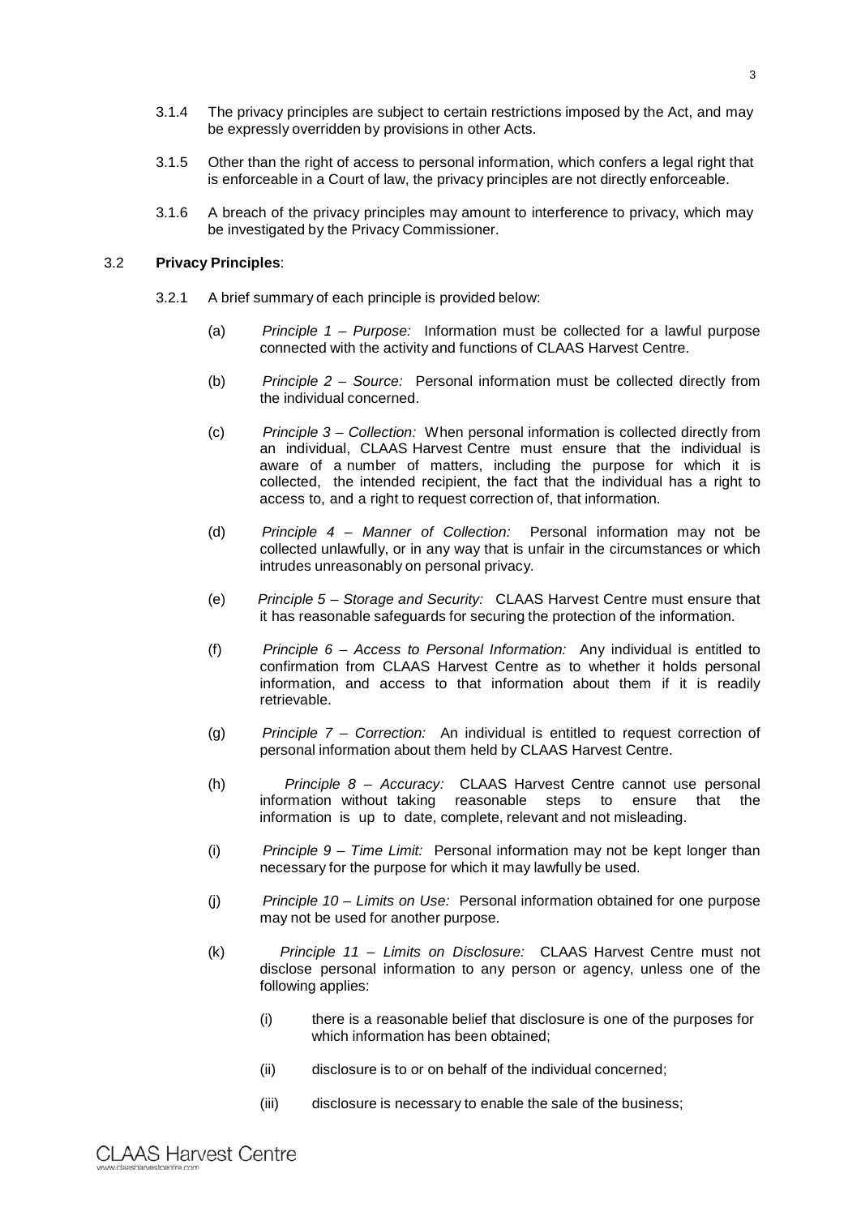3.1.4 The privacy principles are subject to certain restrictions imposed by the Act, and may be expressly overridden by provisions in other Acts.

3.1.5 Other than the right of access to personal information, which confers a legal right that is enforceable in a Court of law, the privacy principles are not directly enforceable.

3.1.6 A breach of the privacy principles may amount to interference to privacy, which may be investigated by the Privacy Commissioner.

3.2 **Privacy Principles**:

3.2.1 A brief summary of each principle is provided below:

(a) *Principle 1 – Purpose:* Information must be collected for a lawful purpose connected with the activity and functions of CLAAS Harvest Centre.

(b) *Principle 2 – Source:* Personal information must be collected directly from the individual concerned.

(c) *Principle 3 – Collection:* When personal information is collected directly from an individual, CLAAS Harvest Centre must ensure that the individual is aware of a number of matters, including the purpose for which it is collected, the intended recipient, the fact that the individual has a right to access to, and a right to request correction of, that information.

(d) *Principle 4 – Manner of Collection:* Personal information may not be collected unlawfully, or in any way that is unfair in the circumstances or which intrudes unreasonably on personal privacy.

(e) *Principle 5 – Storage and Security:* CLAAS Harvest Centre must ensure that it has reasonable safeguards for securing the protection of the information.

(f) *Principle 6 – Access to Personal Information:* Any individual is entitled to confirmation from CLAAS Harvest Centre as to whether it holds personal information, and access to that information about them if it is readily retrievable.

(g) *Principle 7 – Correction:* An individual is entitled to request correction of personal information about them held by CLAAS Harvest Centre.

(h) *Principle 8 – Accuracy:* CLAAS Harvest Centre cannot use personal information without taking reasonable steps to ensure that the information is up to date, complete, relevant and not misleading.

(i) *Principle 9 – Time Limit:* Personal information may not be kept longer than necessary for the purpose for which it may lawfully be used.

(j) *Principle 10 – Limits on Use:* Personal information obtained for one purpose may not be used for another purpose.

(k) *Principle 11 – Limits on Disclosure:* CLAAS Harvest Centre must not disclose personal information to any person or agency, unless one of the following applies:

(i) there is a reasonable belief that disclosure is one of the purposes for which information has been obtained;

(ii) disclosure is to or on behalf of the individual concerned;

(iii) disclosure is necessary to enable the sale of the business;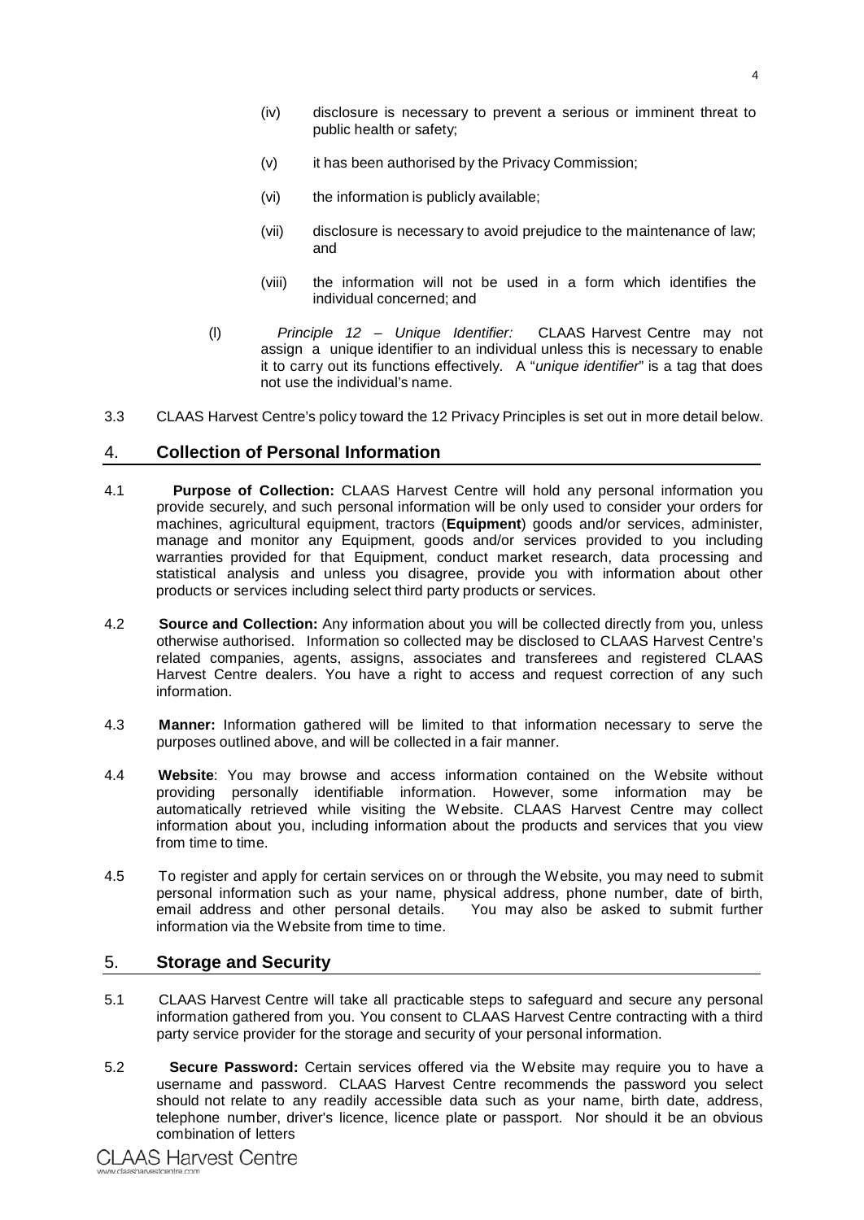(iv) disclosure is necessary to prevent a serious or imminent threat to public health or safety;

(v) it has been authorised by the Privacy Commission;

(vi) the information is publicly available;

(vii) disclosure is necessary to avoid prejudice to the maintenance of law; and

(viii) the information will not be used in a form which identifies the individual concerned; and

(l) *Principle 12 – Unique Identifier:* CLAAS Harvest Centre may not assign a unique identifier to an individual unless this is necessary to enable it to carry out its functions effectively. A "*unique identifier*" is a tag that does not use the individual's name.

3.3 CLAAS Harvest Centre's policy toward the 12 Privacy Principles is set out in more detail below.

## 4. Collection of Personal Information

4.1 **Purpose of Collection:** CLAAS Harvest Centre will hold any personal information you provide securely, and such personal information will be only used to consider your orders for machines, agricultural equipment, tractors (**Equipment**) goods and/or services, administer, manage and monitor any Equipment, goods and/or services provided to you including warranties provided for that Equipment, conduct market research, data processing and statistical analysis and unless you disagree, provide you with information about other products or services including select third party products or services.

4.2 **Source and Collection:** Any information about you will be collected directly from you, unless otherwise authorised. Information so collected may be disclosed to CLAAS Harvest Centre's related companies, agents, assigns, associates and transferees and registered CLAAS Harvest Centre dealers. You have a right to access and request correction of any such information.

4.3 **Manner:** Information gathered will be limited to that information necessary to serve the purposes outlined above, and will be collected in a fair manner.

4.4 **Website**: You may browse and access information contained on the Website without providing personally identifiable information. However, some information may be automatically retrieved while visiting the Website. CLAAS Harvest Centre may collect information about you, including information about the products and services that you view from time to time.

4.5 To register and apply for certain services on or through the Website, you may need to submit personal information such as your name, physical address, phone number, date of birth, email address and other personal details. You may also be asked to submit further information via the Website from time to time.

## 5. Storage and Security

5.1 CLAAS Harvest Centre will take all practicable steps to safeguard and secure any personal information gathered from you. You consent to CLAAS Harvest Centre contracting with a third party service provider for the storage and security of your personal information.

5.2 **Secure Password:** Certain services offered via the Website may require you to have a username and password. CLAAS Harvest Centre recommends the password you select should not relate to any readily accessible data such as your name, birth date, address, telephone number, driver's licence, licence plate or passport. Nor should it be an obvious combination of letters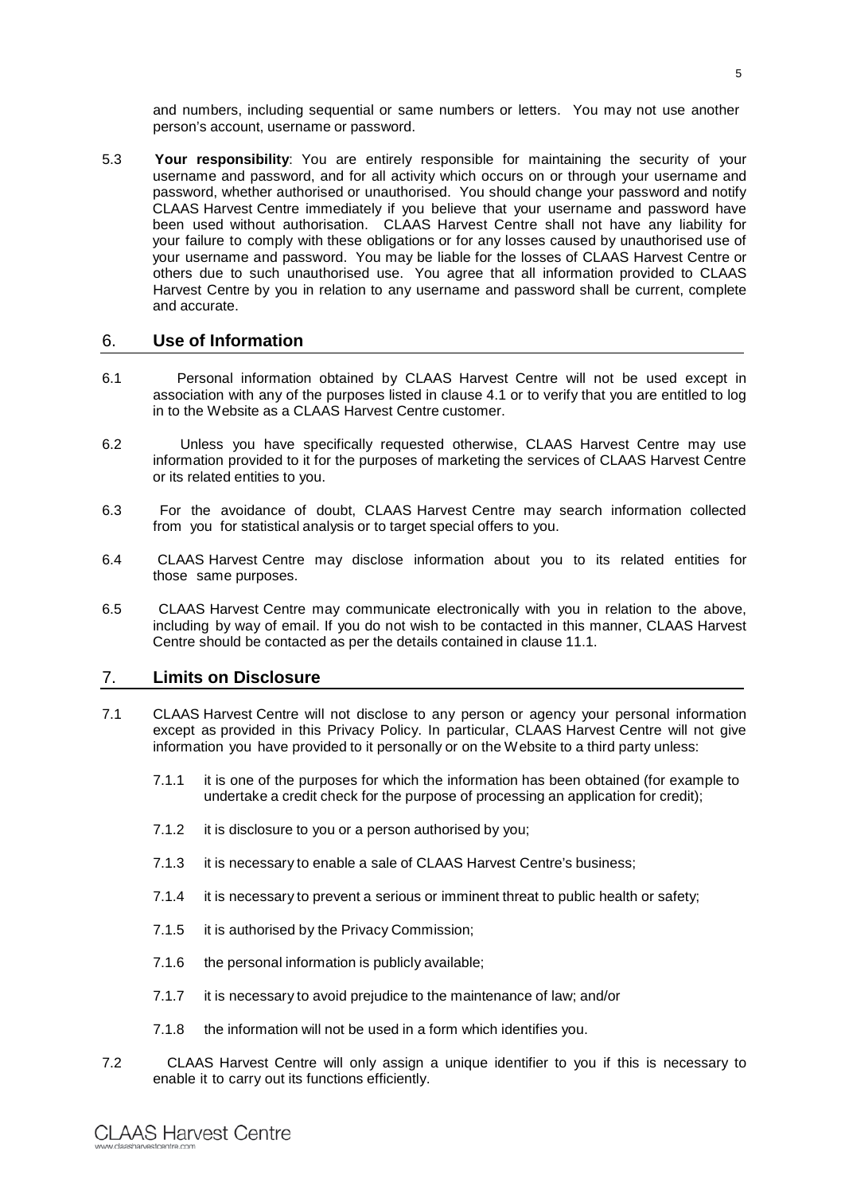and numbers, including sequential or same numbers or letters. You may not use another person's account, username or password.

5.3 **Your responsibility**: You are entirely responsible for maintaining the security of your username and password, and for all activity which occurs on or through your username and password, whether authorised or unauthorised. You should change your password and notify CLAAS Harvest Centre immediately if you believe that your username and password have been used without authorisation. CLAAS Harvest Centre shall not have any liability for your failure to comply with these obligations or for any losses caused by unauthorised use of your username and password. You may be liable for the losses of CLAAS Harvest Centre or others due to such unauthorised use. You agree that all information provided to CLAAS Harvest Centre by you in relation to any username and password shall be current, complete and accurate.

## 6. Use of Information

6.1 Personal information obtained by CLAAS Harvest Centre will not be used except in association with any of the purposes listed in clause 4.1 or to verify that you are entitled to log in to the Website as a CLAAS Harvest Centre customer.

6.2 Unless you have specifically requested otherwise, CLAAS Harvest Centre may use information provided to it for the purposes of marketing the services of CLAAS Harvest Centre or its related entities to you.

6.3 For the avoidance of doubt, CLAAS Harvest Centre may search information collected from you for statistical analysis or to target special offers to you.

6.4 CLAAS Harvest Centre may disclose information about you to its related entities for those same purposes.

6.5 CLAAS Harvest Centre may communicate electronically with you in relation to the above, including by way of email. If you do not wish to be contacted in this manner, CLAAS Harvest Centre should be contacted as per the details contained in clause 11.1.

## 7. Limits on Disclosure

7.1 CLAAS Harvest Centre will not disclose to any person or agency your personal information except as provided in this Privacy Policy. In particular, CLAAS Harvest Centre will not give information you have provided to it personally or on the Website to a third party unless:

- 7.1.1 it is one of the purposes for which the information has been obtained (for example to undertake a credit check for the purpose of processing an application for credit);
- 7.1.2 it is disclosure to you or a person authorised by you;
- 7.1.3 it is necessary to enable a sale of CLAAS Harvest Centre's business;
- 7.1.4 it is necessary to prevent a serious or imminent threat to public health or safety;
- 7.1.5 it is authorised by the Privacy Commission;
- 7.1.6 the personal information is publicly available;
- 7.1.7 it is necessary to avoid prejudice to the maintenance of law; and/or
- 7.1.8 the information will not be used in a form which identifies you.

7.2 CLAAS Harvest Centre will only assign a unique identifier to you if this is necessary to enable it to carry out its functions efficiently.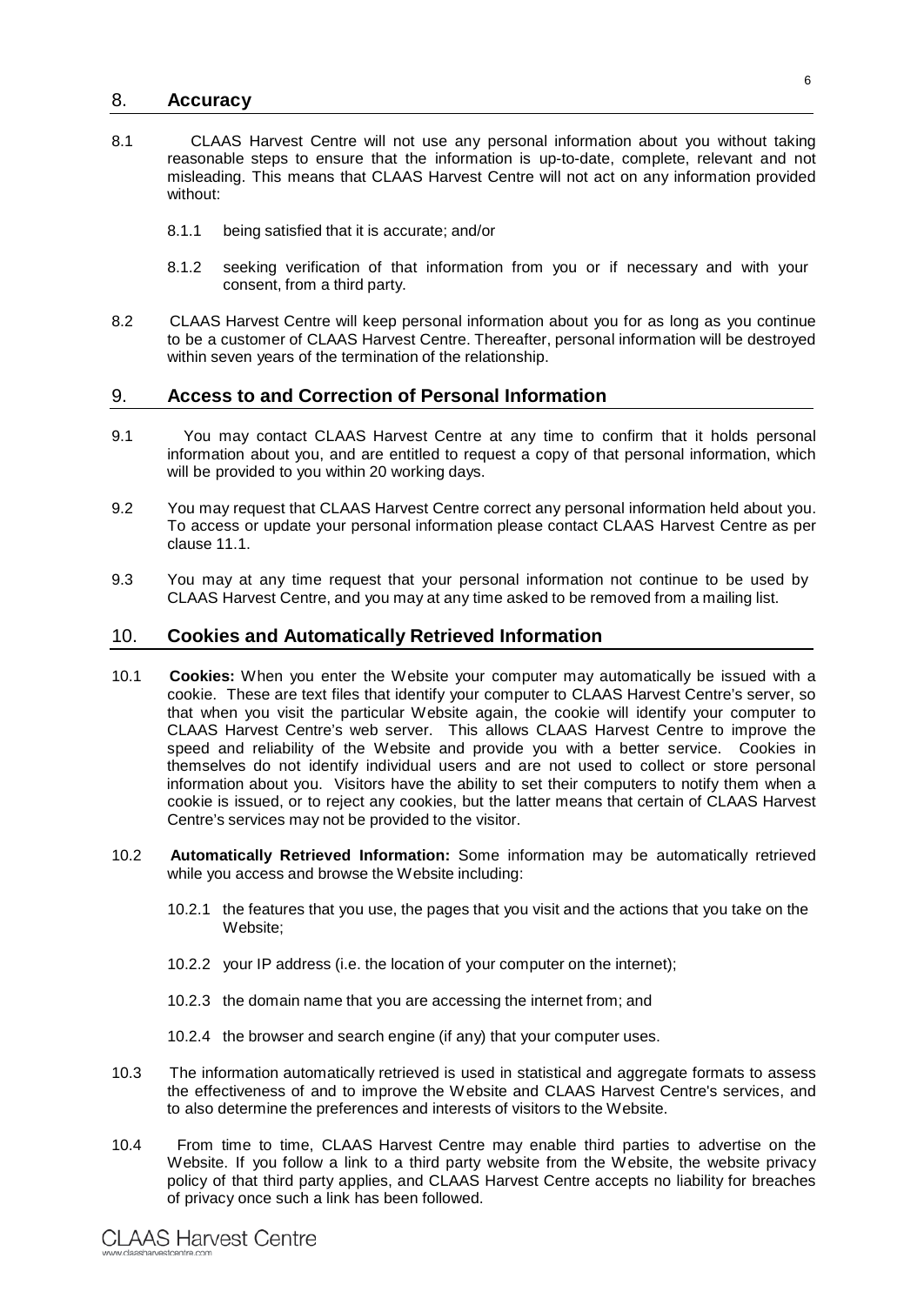## 8. Accuracy

8.1 CLAAS Harvest Centre will not use any personal information about you without taking reasonable steps to ensure that the information is up-to-date, complete, relevant and not misleading. This means that CLAAS Harvest Centre will not act on any information provided without:

8.1.1 being satisfied that it is accurate; and/or

8.1.2 seeking verification of that information from you or if necessary and with your consent, from a third party.

8.2 CLAAS Harvest Centre will keep personal information about you for as long as you continue to be a customer of CLAAS Harvest Centre. Thereafter, personal information will be destroyed within seven years of the termination of the relationship.

## 9. Access to and Correction of Personal Information

9.1 You may contact CLAAS Harvest Centre at any time to confirm that it holds personal information about you, and are entitled to request a copy of that personal information, which will be provided to you within 20 working days.

9.2 You may request that CLAAS Harvest Centre correct any personal information held about you. To access or update your personal information please contact CLAAS Harvest Centre as per clause 11.1.

9.3 You may at any time request that your personal information not continue to be used by CLAAS Harvest Centre, and you may at any time asked to be removed from a mailing list.

## 10. Cookies and Automatically Retrieved Information

10.1 **Cookies:** When you enter the Website your computer may automatically be issued with a cookie. These are text files that identify your computer to CLAAS Harvest Centre's server, so that when you visit the particular Website again, the cookie will identify your computer to CLAAS Harvest Centre's web server. This allows CLAAS Harvest Centre to improve the speed and reliability of the Website and provide you with a better service. Cookies in themselves do not identify individual users and are not used to collect or store personal information about you. Visitors have the ability to set their computers to notify them when a cookie is issued, or to reject any cookies, but the latter means that certain of CLAAS Harvest Centre's services may not be provided to the visitor.

10.2 **Automatically Retrieved Information:** Some information may be automatically retrieved while you access and browse the Website including:

10.2.1 the features that you use, the pages that you visit and the actions that you take on the Website;

10.2.2 your IP address (i.e. the location of your computer on the internet);

10.2.3 the domain name that you are accessing the internet from; and

10.2.4 the browser and search engine (if any) that your computer uses.

10.3 The information automatically retrieved is used in statistical and aggregate formats to assess the effectiveness of and to improve the Website and CLAAS Harvest Centre's services, and to also determine the preferences and interests of visitors to the Website.

10.4 From time to time, CLAAS Harvest Centre may enable third parties to advertise on the Website. If you follow a link to a third party website from the Website, the website privacy policy of that third party applies, and CLAAS Harvest Centre accepts no liability for breaches of privacy once such a link has been followed.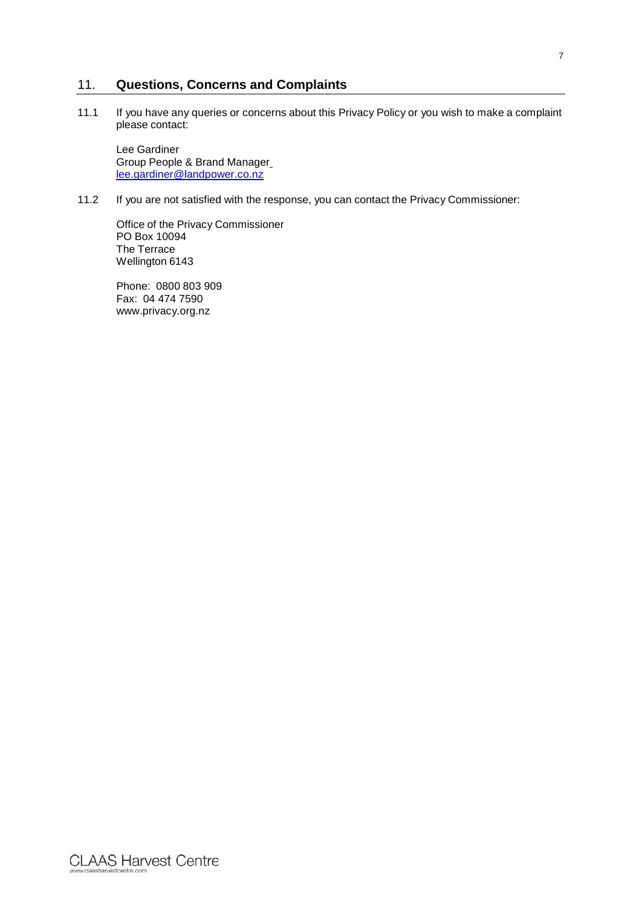## 11. Questions, Concerns and Complaints

11.1 If you have any queries or concerns about this Privacy Policy or you wish to make a complaint please contact:

Lee Gardiner
Group People & Brand Manager
lee.gardiner@landpower.co.nz

11.2 If you are not satisfied with the response, you can contact the Privacy Commissioner:

Office of the Privacy Commissioner
PO Box 10094
The Terrace
Wellington 6143

Phone: 0800 803 909
Fax: 04 474 7590
www.privacy.org.nz